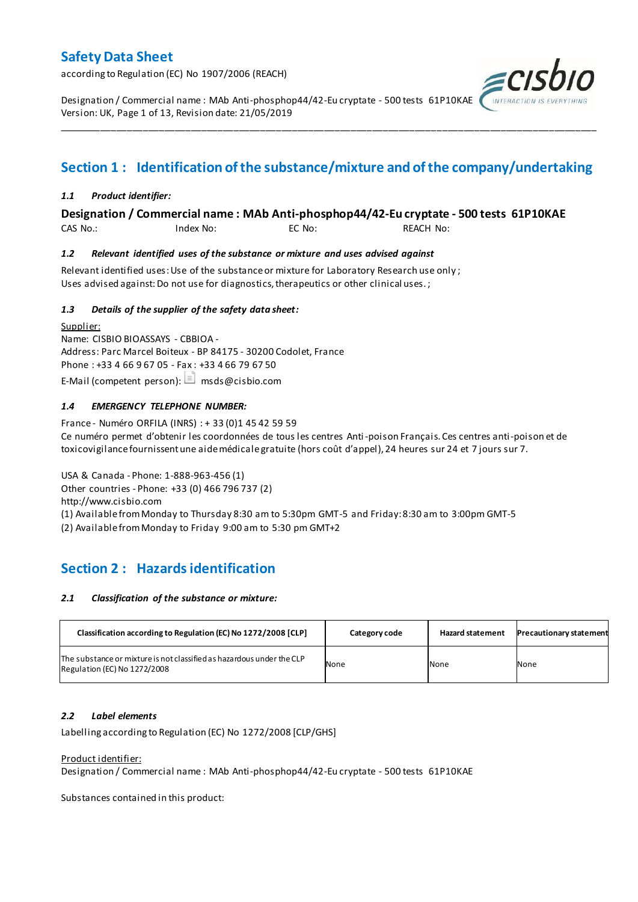# Safety Data Sheet

according to Regulation (EC) No 1907/2006 (REACH)

Designation / Commercial name : MAb Anti-phosphop44/42-Eu cryptate - 500 tests 61P10KAE
Version: UK, Page 1 of 13, Revision date: 21/05/2019

## Section 1 : Identification of the substance/mixture and of the company/undertaking

### *1.1 Product identifier:*

**Designation / Commercial name : MAb Anti-phosphop44/42-Eu cryptate - 500 tests 61P10KAE**

CAS No.: Index No: EC No: REACH No:

### *1.2 Relevant identified uses of the substance or mixture and uses advised against*

Relevant identified uses: Use of the substance or mixture for Laboratory Research use only ;
Uses advised against: Do not use for diagnostics, therapeutics or other clinical uses. ;

### *1.3 Details of the supplier of the safety data sheet:*

Supplier:
Name: CISBIO BIOASSAYS - CBBIOA -
Address: Parc Marcel Boiteux - BP 84175 - 30200 Codolet, France
Phone : +33 4 66 9 67 05 - Fax : +33 4 66 79 67 50
E-Mail (competent person): msds@cisbio.com

### *1.4 EMERGENCY TELEPHONE NUMBER:*

France - Numéro ORFILA (INRS) : + 33 (0)1 45 42 59 59
Ce numéro permet d'obtenir les coordonnées de tous les centres Anti-poison Français. Ces centres anti-poison et de toxicovigilance fournissent une aide médicale gratuite (hors coût d'appel), 24 heures sur 24 et 7 jours sur 7.

USA & Canada - Phone: 1-888-963-456 (1)
Other countries - Phone: +33 (0) 466 796 737 (2)
http://www.cisbio.com
(1) Available from Monday to Thursday 8:30 am to 5:30pm GMT-5 and Friday: 8:30 am to 3:00pm GMT-5
(2) Available from Monday to Friday 9:00 am to 5:30 pm GMT+2

## Section 2 : Hazards identification

### *2.1 Classification of the substance or mixture:*

| Classification according to Regulation (EC) No 1272/2008 [CLP] | Category code | Hazard statement | Precautionary statement |
|---|---|---|---|
| The substance or mixture is not classified as hazardous under the CLP Regulation (EC) No 1272/2008 | None | None | None |

### *2.2 Label elements*

Labelling according to Regulation (EC) No 1272/2008 [CLP/GHS]

Product identifier:
Designation / Commercial name : MAb Anti-phosphop44/42-Eu cryptate - 500 tests 61P10KAE

Substances contained in this product: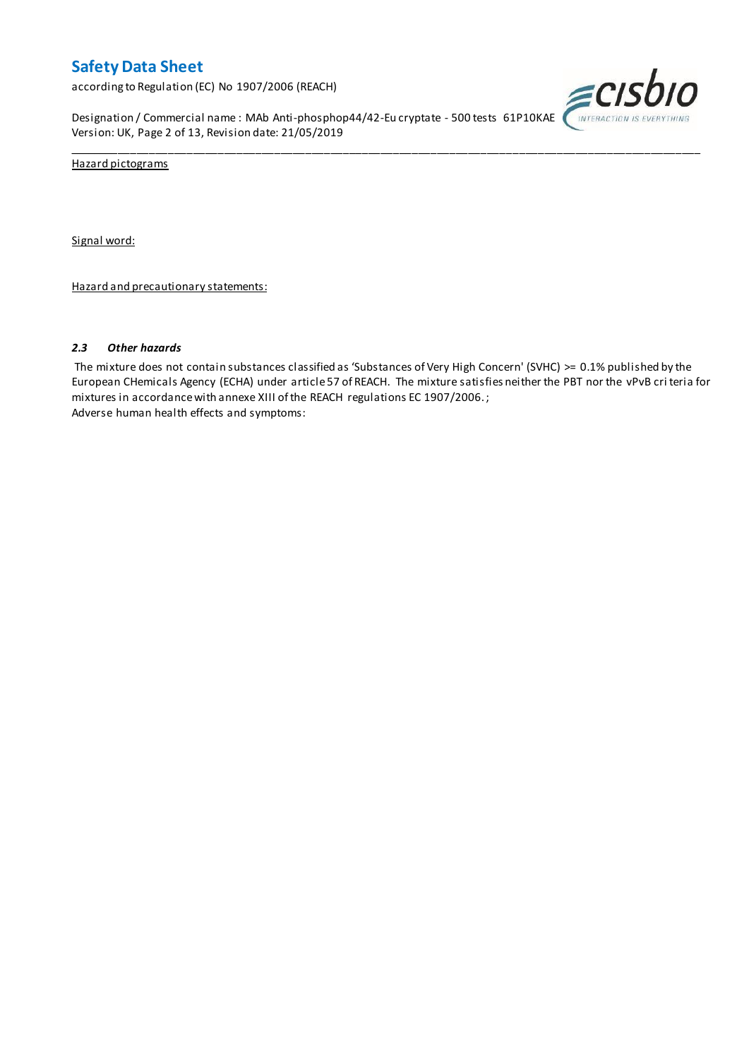Hazard pictograms

Signal word:

Hazard and precautionary statements:

### *2.3 Other hazards*

The mixture does not contain substances classified as 'Substances of Very High Concern' (SVHC) >= 0.1% published by the European CHemicals Agency (ECHA) under article 57 of REACH. The mixture satisfies neither the PBT nor the vPvB criteria for mixtures in accordance with annexe XIII of the REACH regulations EC 1907/2006. ;
Adverse human health effects and symptoms: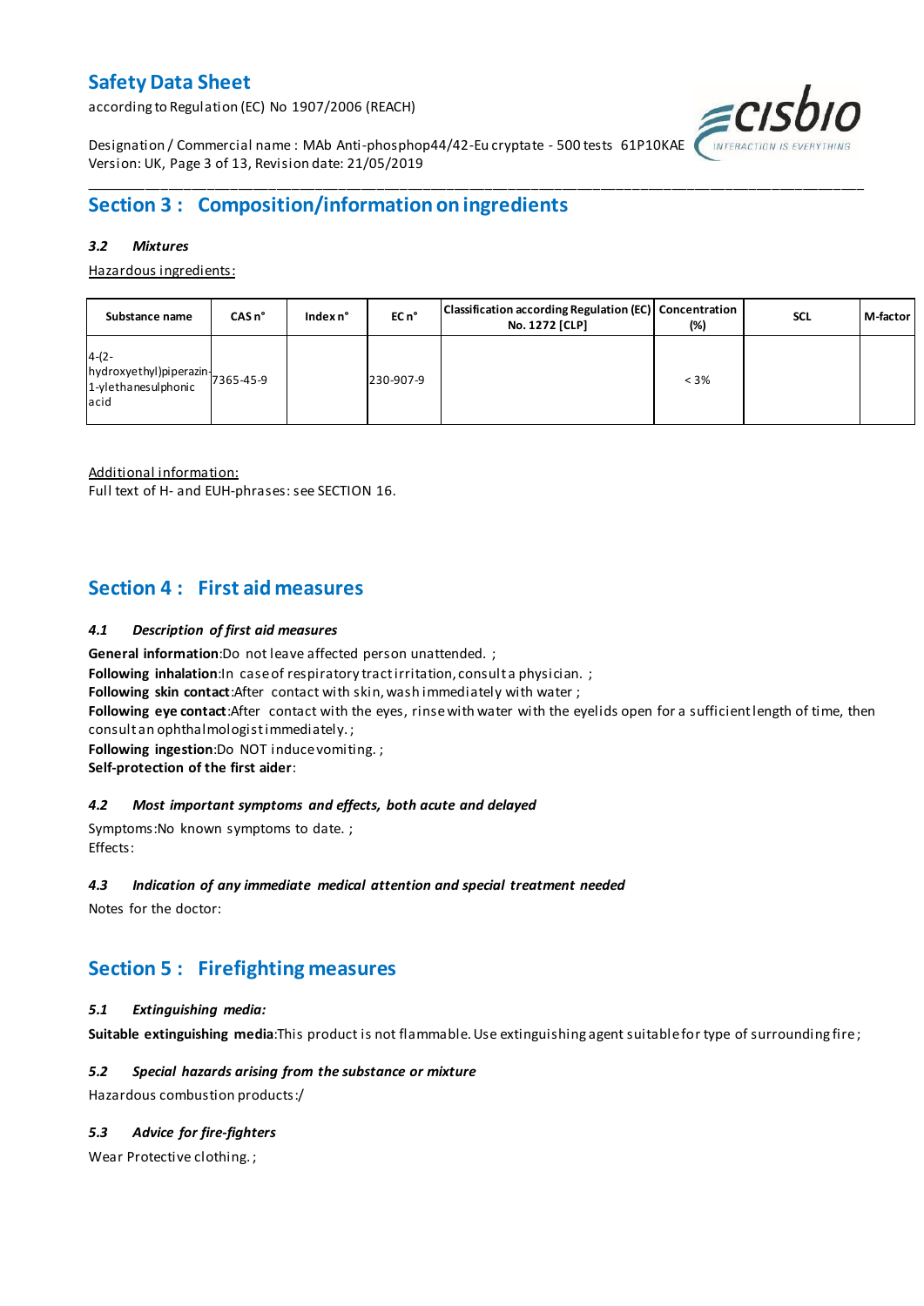## Section 3 : Composition/information on ingredients

#### *3.2 Mixtures*

Hazardous ingredients:

| Substance name | CAS n° | Index n° | EC n° | Classification according Regulation (EC) No. 1272 [CLP] | Concentration (%) | SCL | M-factor |
|---|---|---|---|---|---|---|---|
| 4-(2-hydroxyethyl)piperazin-1-ylethanesulphonic acid | 7365-45-9 | | 230-907-9 | | < 3% | | |

Additional information:
Full text of H- and EUH-phrases: see SECTION 16.

## Section 4 : First aid measures

#### *4.1 Description of first aid measures*

**General information**:Do not leave affected person unattended. ;
**Following inhalation**:In case of respiratory tract irritation, consult a physician. ;
**Following skin contact**:After contact with skin, wash immediately with water ;
**Following eye contact**:After contact with the eyes, rinse with water with the eyelids open for a sufficient length of time, then consult an ophthalmologist immediately. ;
**Following ingestion**:Do NOT induce vomiting. ;
**Self-protection of the first aider**:

#### *4.2 Most important symptoms and effects, both acute and delayed*

Symptoms:No known symptoms to date. ;
Effects:

#### *4.3 Indication of any immediate medical attention and special treatment needed*

Notes for the doctor:

## Section 5 : Firefighting measures

#### *5.1 Extinguishing media:*

**Suitable extinguishing media**:This product is not flammable. Use extinguishing agent suitable for type of surrounding fire ;

#### *5.2 Special hazards arising from the substance or mixture*

Hazardous combustion products:/

#### *5.3 Advice for fire-fighters*

Wear Protective clothing. ;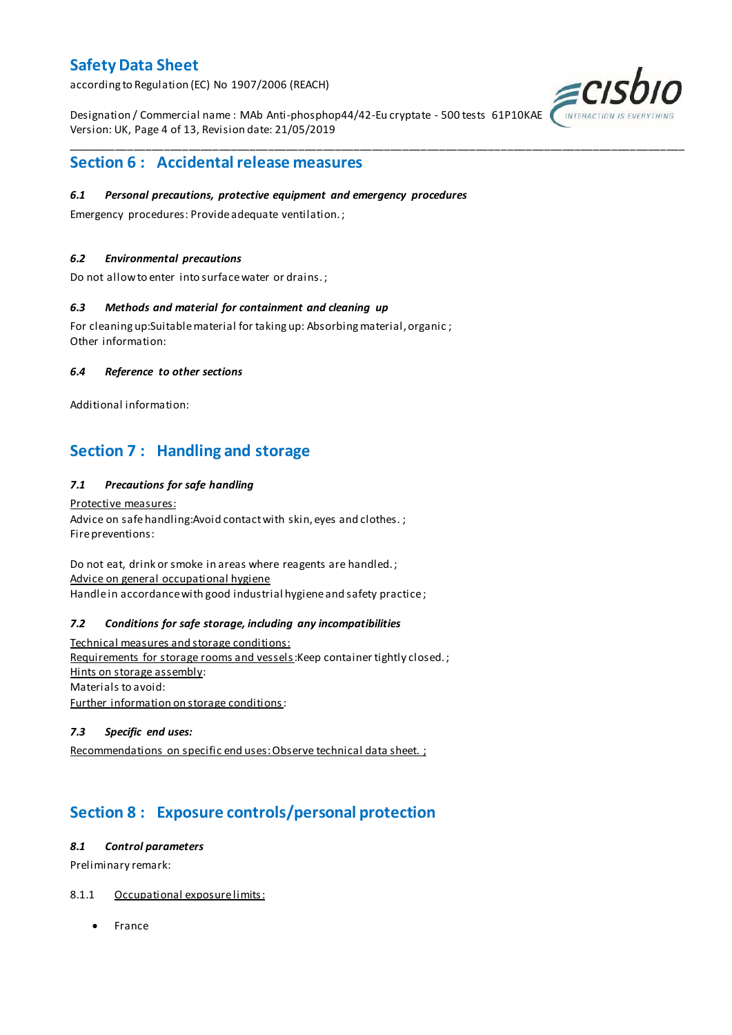## Section 6 : Accidental release measures

### *6.1 Personal precautions, protective equipment and emergency procedures*

Emergency procedures: Provide adequate ventilation. ;

### *6.2 Environmental precautions*

Do not allow to enter into surface water or drains. ;

### *6.3 Methods and material for containment and cleaning up*

For cleaning up:Suitable material for taking up: Absorbing material, organic ;
Other information:

### *6.4 Reference to other sections*

Additional information:

## Section 7 : Handling and storage

### *7.1 Precautions for safe handling*

Protective measures:
Advice on safe handling:Avoid contact with skin, eyes and clothes. ;
Fire preventions:

Do not eat, drink or smoke in areas where reagents are handled. ;
Advice on general occupational hygiene
Handle in accordance with good industrial hygiene and safety practice ;

### *7.2 Conditions for safe storage, including any incompatibilities*

Technical measures and storage conditions:
Requirements for storage rooms and vessels:Keep container tightly closed. ;
Hints on storage assembly:
Materials to avoid:
Further information on storage conditions:

### *7.3 Specific end uses:*

Recommendations on specific end uses: Observe technical data sheet. ;

## Section 8 : Exposure controls/personal protection

### *8.1 Control parameters*

Preliminary remark:

8.1.1 Occupational exposure limits:

- France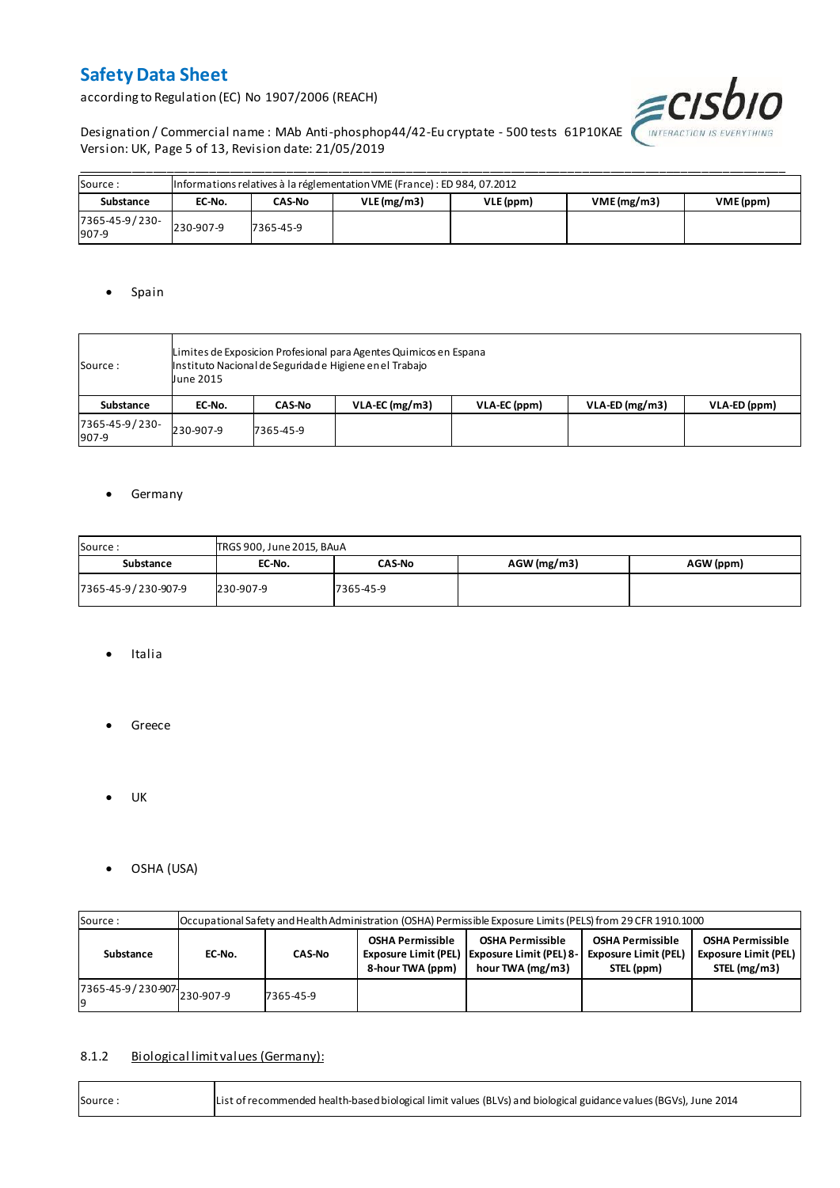| Source : | Informations relatives à la réglementation VME (France) : ED 984, 07.2012 | | | | | |
|---|---|---|---|---|---|---|
| **Substance** | **EC-No.** | **CAS-No** | **VLE (mg/m3)** | **VLE (ppm)** | **VME (mg/m3)** | **VME (ppm)** |
| 7365-45-9 / 230-907-9 | 230-907-9 | 7365-45-9 | | | | |

- Spain

| Source : | Limites de Exposicion Profesional para Agentes Quimicos en Espana<br>Instituto Nacional de Seguridad e Higiene en el Trabajo<br>June 2015 | | | | | |
|---|---|---|---|---|---|---|
| **Substance** | **EC-No.** | **CAS-No** | **VLA-EC (mg/m3)** | **VLA-EC (ppm)** | **VLA-ED (mg/m3)** | **VLA-ED (ppm)** |
| 7365-45-9 / 230-907-9 | 230-907-9 | 7365-45-9 | | | | |

- Germany

| Source : | TRGS 900, June 2015, BAuA | | | |
|---|---|---|---|---|
| **Substance** | **EC-No.** | **CAS-No** | **AGW (mg/m3)** | **AGW (ppm)** |
| 7365-45-9 / 230-907-9 | 230-907-9 | 7365-45-9 | | |

- Italia

- Greece

- UK

- OSHA (USA)

| Source : | Occupational Safety and Health Administration (OSHA) Permissible Exposure Limits (PELS) from 29 CFR 1910.1000 | | | | | |
|---|---|---|---|---|---|---|
| **Substance** | **EC-No.** | **CAS-No** | **OSHA Permissible Exposure Limit (PEL) 8-hour TWA (ppm)** | **OSHA Permissible Exposure Limit (PEL) 8-hour TWA (mg/m3)** | **OSHA Permissible Exposure Limit (PEL) STEL (ppm)** | **OSHA Permissible Exposure Limit (PEL) STEL (mg/m3)** |
| 7365-45-9 / 230-907-9 | 230-907-9 | 7365-45-9 | | | | |

### 8.1.2 Biological limit values (Germany):

| Source : | List of recommended health-based biological limit values (BLVs) and biological guidance values (BGVs), June 2014 |
|---|---|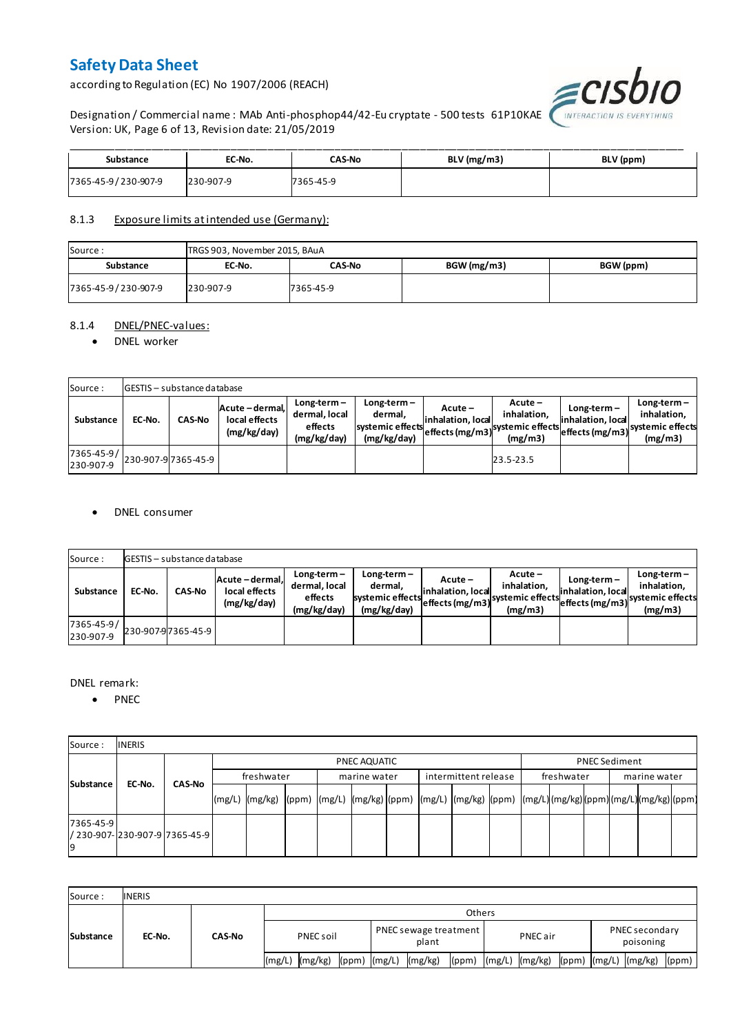| Substance | EC-No. | CAS-No | BLV (mg/m3) | BLV (ppm) |
|---|---|---|---|---|
| 7365-45-9 / 230-907-9 | 230-907-9 | 7365-45-9 | | |

8.1.3 Exposure limits at intended use (Germany):

| Source : | TRGS 903, November 2015, BAuA | | | |
|---|---|---|---|---|
| **Substance** | **EC-No.** | **CAS-No** | **BGW (mg/m3)** | **BGW (ppm)** |
| 7365-45-9 / 230-907-9 | 230-907-9 | 7365-45-9 | | |

8.1.4 DNEL/PNEC-values:

- DNEL worker

| Source : | GESTIS – substance database | | | | | | | | | |
|---|---|---|---|---|---|---|---|---|---|---|
| **Substance** | **EC-No.** | **CAS-No** | **Acute – dermal, local effects (mg/kg/day)** | **Long-term – dermal, local effects (mg/kg/day)** | **Long-term – dermal, systemic effects (mg/kg/day)** | **Acute – inhalation, local effects (mg/m3)** | **Acute – inhalation, systemic effects (mg/m3)** | **Long-term – inhalation, local effects (mg/m3)** | **Long-term – inhalation, systemic effects (mg/m3)** |
| 7365-45-9 / 230-907-9 | 230-907-9 | 7365-45-9 | | | | | 23.5-23.5 | | |

- DNEL consumer

| Source : | GESTIS – substance database | | | | | | | | | |
|---|---|---|---|---|---|---|---|---|---|---|
| **Substance** | **EC-No.** | **CAS-No** | **Acute – dermal, local effects (mg/kg/day)** | **Long-term – dermal, local effects (mg/kg/day)** | **Long-term – dermal, systemic effects (mg/kg/day)** | **Acute – inhalation, local effects (mg/m3)** | **Acute – inhalation, systemic effects (mg/m3)** | **Long-term – inhalation, local effects (mg/m3)** | **Long-term – inhalation, systemic effects (mg/m3)** |
| 7365-45-9 / 230-907-9 | 230-907-9 | 7365-45-9 | | | | | | | |

DNEL remark:

- PNEC

| Source : | INERIS | | | | | | | | | | | | | | | | | |
|---|---|---|---|---|---|---|---|---|---|---|---|---|---|---|---|---|---|---|
| **Substance** | **EC-No.** | **CAS-No** | PNEC AQUATIC | | | | | | | | | PNEC Sediment | | | | | |
| | | | freshwater | | | marine water | | | intermittent release | | | freshwater | | | marine water | | |
| | | | (mg/L) | (mg/kg) | (ppm) | (mg/L) | (mg/kg) | (ppm) | (mg/L) | (mg/kg) | (ppm) | (mg/L) | (mg/kg) | (ppm) | (mg/L) | (mg/kg) | (ppm) |
| 7365-45-9 / 230-907-9 | 230-907-9 | 7365-45-9 | | | | | | | | | | | | | | | |

| Source : | INERIS | | | | | | | | | | | | | |
|---|---|---|---|---|---|---|---|---|---|---|---|---|---|---|
| **Substance** | **EC-No.** | **CAS-No** | Others | | | | | | | | | | | |
| | | | PNEC soil | | | PNEC sewage treatment plant | | | PNEC air | | | PNEC secondary poisoning | | |
| | | | (mg/L) | (mg/kg) | (ppm) | (mg/L) | (mg/kg) | (ppm) | (mg/L) | (mg/kg) | (ppm) | (mg/L) | (mg/kg) | (ppm) |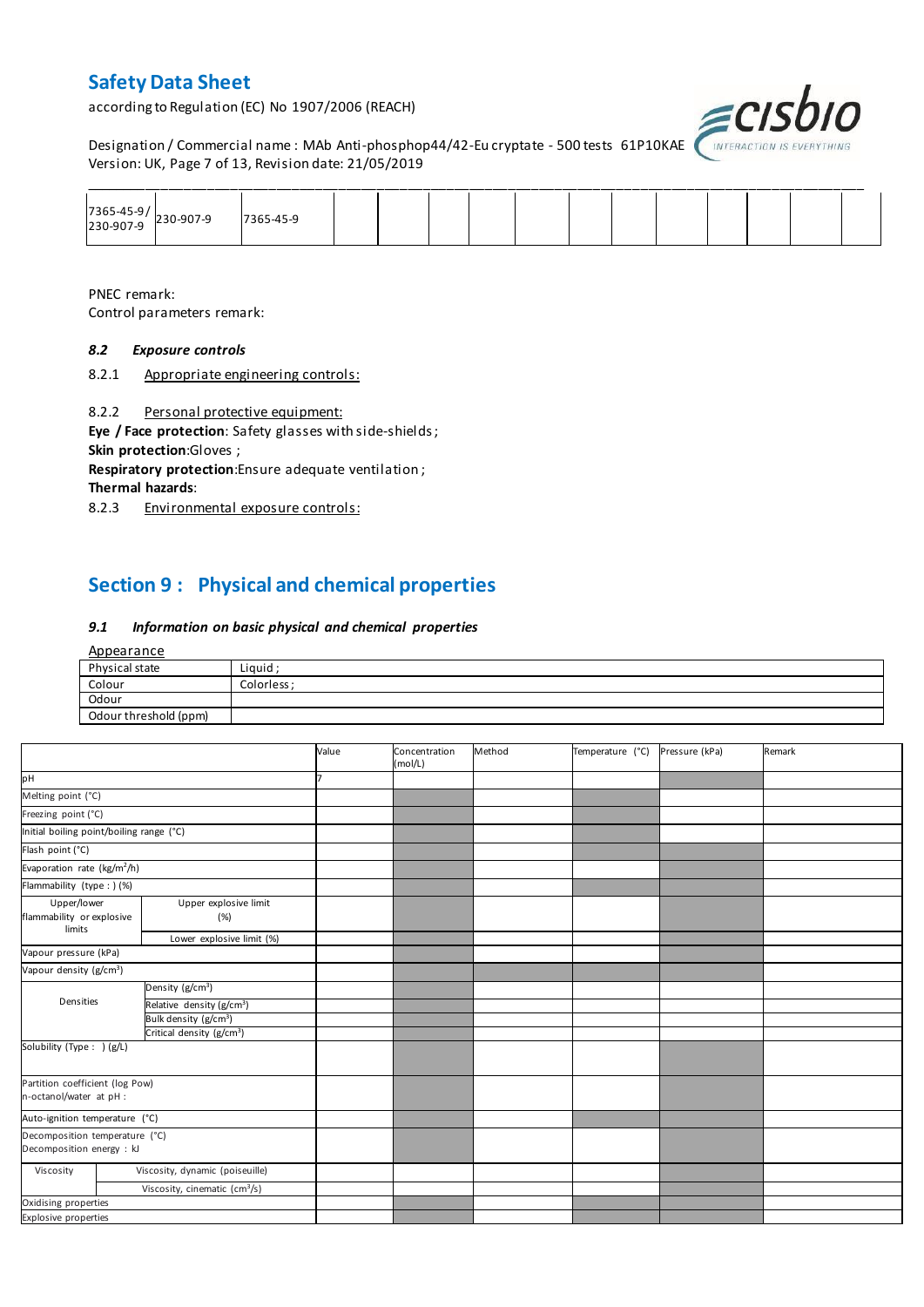| 7365-45-9 / 230-907-9 | 230-907-9 | 7365-45-9 | | | | | | | | | | | |
|---|---|---|---|---|---|---|---|---|---|---|---|---|---|

PNEC remark:

Control parameters remark:

### 8.2 *Exposure controls*

8.2.1 Appropriate engineering controls:

8.2.2 Personal protective equipment:

**Eye / Face protection**: Safety glasses with side-shields ;

**Skin protection**:Gloves ;

**Respiratory protection**:Ensure adequate ventilation ;

**Thermal hazards**:

8.2.3 Environmental exposure controls:

## Section 9 : Physical and chemical properties

### 9.1 *Information on basic physical and chemical properties*

Appearance

| Physical state | Liquid ; |
|---|---|
| Colour | Colorless ; |
| Odour | |
| Odour threshold (ppm) | |

| | | Value | Concentration (mol/L) | Method | Temperature (°C) | Pressure (kPa) | Remark |
|---|---|---|---|---|---|---|---|
| pH | | 7 | | | | | |
| Melting point (°C) | | | | | | | |
| Freezing point (°C) | | | | | | | |
| Initial boiling point/boiling range (°C) | | | | | | | |
| Flash point (°C) | | | | | | | |
| Evaporation rate (kg/m$^2$/h) | | | | | | | |
| Flammability (type : ) (%) | | | | | | | |
| Upper/lower flammability or explosive limits | Upper explosive limit (%) | | | | | | |
| | Lower explosive limit (%) | | | | | | |
| Vapour pressure (kPa) | | | | | | | |
| Vapour density (g/cm$^3$) | | | | | | | |
| Densities | Density (g/cm$^3$) | | | | | | |
| | Relative density (g/cm$^3$) | | | | | | |
| | Bulk density (g/cm$^3$) | | | | | | |
| | Critical density (g/cm$^3$) | | | | | | |
| Solubility (Type : ) (g/L) | | | | | | | |
| Partition coefficient (log Pow) n-octanol/water at pH : | | | | | | | |
| Auto-ignition temperature (°C) | | | | | | | |
| Decomposition temperature (°C) Decomposition energy : kJ | | | | | | | |
| Viscosity | Viscosity, dynamic (poiseuille) | | | | | | |
| | Viscosity, cinematic (cm$^3$/s) | | | | | | |
| Oxidising properties | | | | | | | |
| Explosive properties | | | | | | | |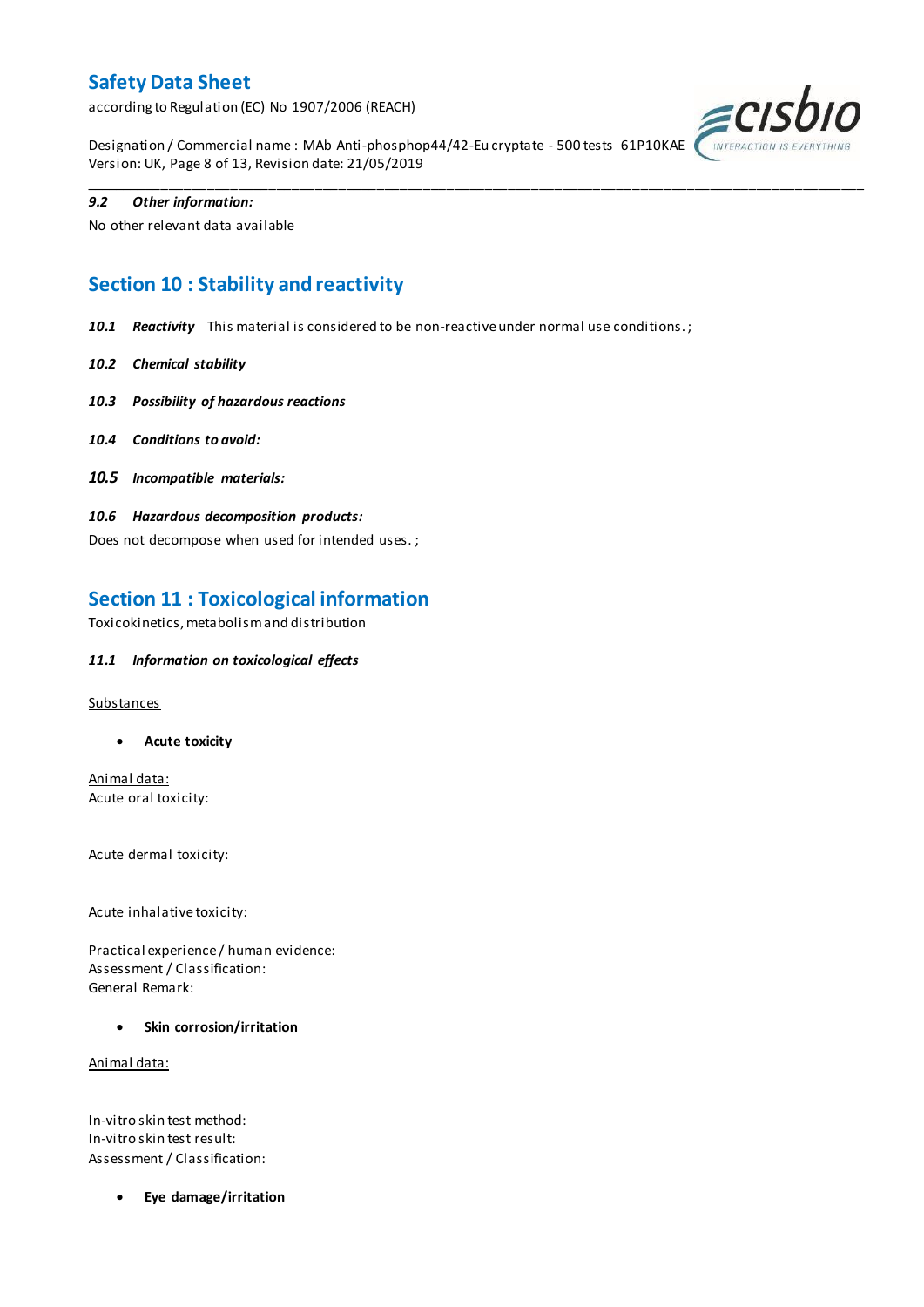**9.2 *Other information:***

No other relevant data available

## Section 10 : Stability and reactivity

***10.1 Reactivity*** This material is considered to be non-reactive under normal use conditions. ;

***10.2 Chemical stability***

***10.3 Possibility of hazardous reactions***

***10.4 Conditions to avoid:***

***10.5 Incompatible materials:***

***10.6 Hazardous decomposition products:***

Does not decompose when used for intended uses. ;

## Section 11 : Toxicological information

Toxicokinetics, metabolism and distribution

***11.1 Information on toxicological effects***

Substances

- **Acute toxicity**

Animal data:
Acute oral toxicity:

Acute dermal toxicity:

Acute inhalative toxicity:

Practical experience / human evidence:
Assessment / Classification:
General Remark:

- **Skin corrosion/irritation**

Animal data:

In-vitro skin test method:
In-vitro skin test result:
Assessment / Classification:

- **Eye damage/irritation**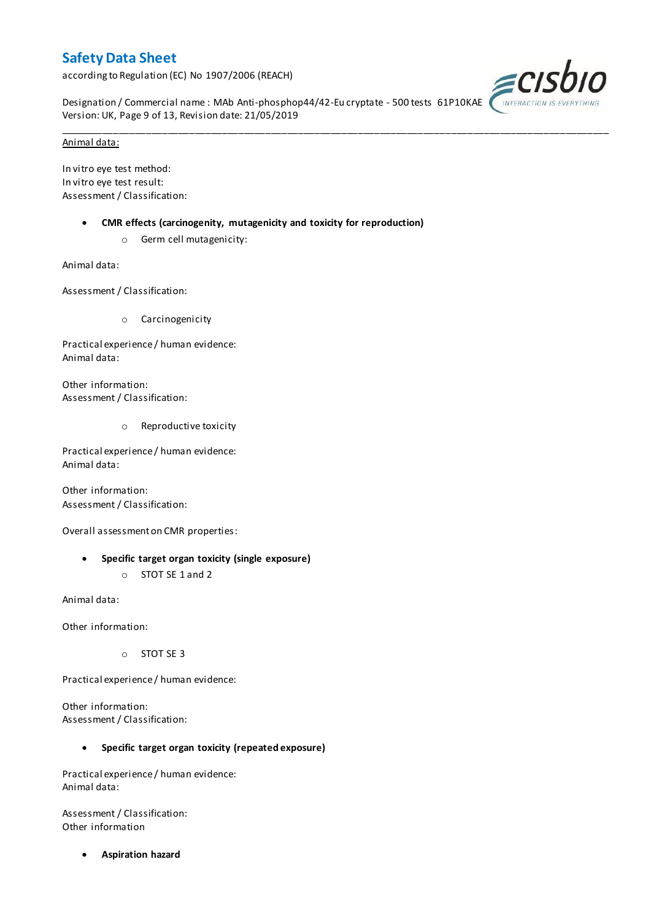Animal data:

In vitro eye test method:
In vitro eye test result:
Assessment / Classification:

- **CMR effects (carcinogenity, mutagenicity and toxicity for reproduction)**
    - Germ cell mutagenicity:

Animal data:

Assessment / Classification:

- Carcinogenicity

Practical experience / human evidence:
Animal data:

Other information:
Assessment / Classification:

- Reproductive toxicity

Practical experience / human evidence:
Animal data:

Other information:
Assessment / Classification:

Overall assessment on CMR properties:

- **Specific target organ toxicity (single exposure)**
    - STOT SE 1 and 2

Animal data:

Other information:

- STOT SE 3

Practical experience / human evidence:

Other information:
Assessment / Classification:

- **Specific target organ toxicity (repeated exposure)**

Practical experience / human evidence:
Animal data:

Assessment / Classification:
Other information

- **Aspiration hazard**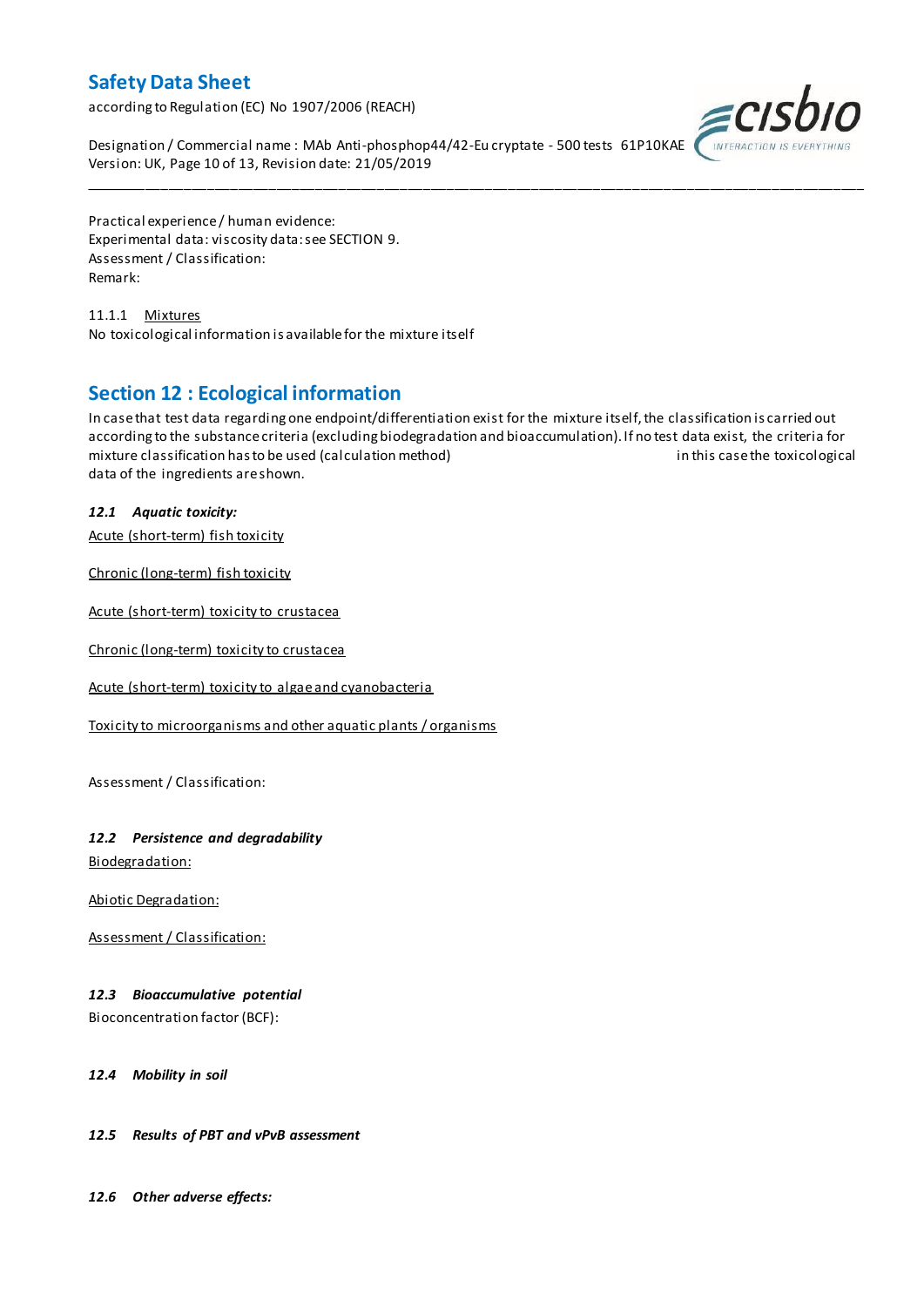Practical experience / human evidence:
Experimental data: viscosity data: see SECTION 9.
Assessment / Classification:
Remark:

11.1.1 Mixtures
No toxicological information is available for the mixture itself

## Section 12 : Ecological information

In case that test data regarding one endpoint/differentiation exist for the mixture itself, the classification is carried out according to the substance criteria (excluding biodegradation and bioaccumulation). If no test data exist, the criteria for mixture classification has to be used (calculation method) in this case the toxicological data of the ingredients are shown.

### *12.1 Aquatic toxicity:*

Acute (short-term) fish toxicity

Chronic (long-term) fish toxicity

Acute (short-term) toxicity to crustacea

Chronic (long-term) toxicity to crustacea

Acute (short-term) toxicity to algae and cyanobacteria

Toxicity to microorganisms and other aquatic plants / organisms

Assessment / Classification:

### *12.2 Persistence and degradability*

Biodegradation:

Abiotic Degradation:

Assessment / Classification:

### *12.3 Bioaccumulative potential*

Bioconcentration factor (BCF):

### *12.4 Mobility in soil*

### *12.5 Results of PBT and vPvB assessment*

### *12.6 Other adverse effects:*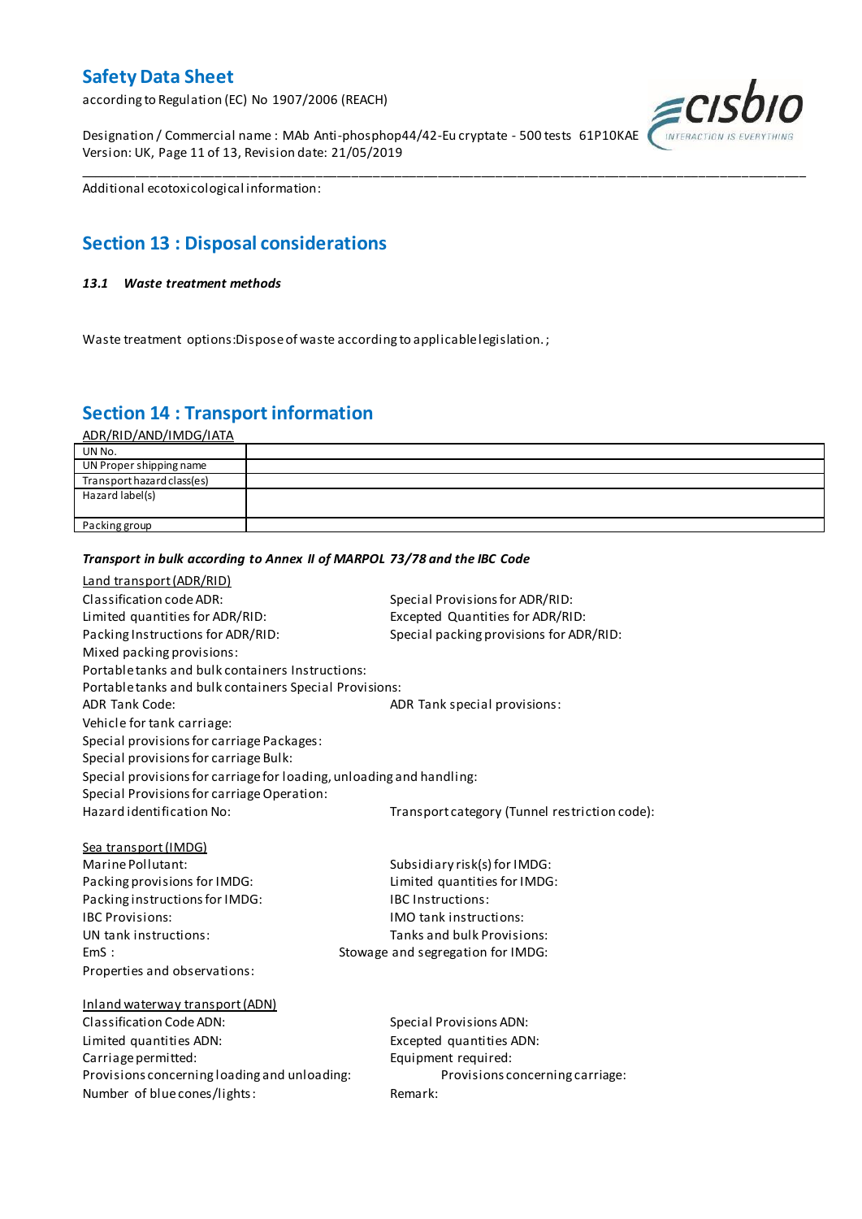Additional ecotoxicological information:

## Section 13 : Disposal considerations

### *13.1 Waste treatment methods*

Waste treatment options:Dispose of waste according to applicable legislation. ;

## Section 14 : Transport information

ADR/RID/AND/IMDG/IATA

| UN No. | |
|---|---|
| UN Proper shipping name | |
| Transport hazard class(es) | |
| Hazard label(s) | |
| Packing group | |

***Transport in bulk according to Annex II of MARPOL 73/78 and the IBC Code***

Land transport (ADR/RID)

Classification code ADR:
Special Provisions for ADR/RID:
Limited quantities for ADR/RID:
Excepted Quantities for ADR/RID:
Packing Instructions for ADR/RID:
Special packing provisions for ADR/RID:
Mixed packing provisions:
Portable tanks and bulk containers Instructions:
Portable tanks and bulk containers Special Provisions:
ADR Tank Code:
ADR Tank special provisions:
Vehicle for tank carriage:
Special provisions for carriage Packages:
Special provisions for carriage Bulk:
Special provisions for carriage for loading, unloading and handling:
Special Provisions for carriage Operation:
Hazard identification No:
Transport category (Tunnel restriction code):

Sea transport (IMDG)

Marine Pollutant:
Subsidiary risk(s) for IMDG:
Packing provisions for IMDG:
Limited quantities for IMDG:
Packing instructions for IMDG:
IBC Instructions:
IBC Provisions:
IMO tank instructions:
UN tank instructions:
Tanks and bulk Provisions:
EmS :
Stowage and segregation for IMDG:
Properties and observations:

Inland waterway transport (ADN)

Classification Code ADN:
Special Provisions ADN:
Limited quantities ADN:
Excepted quantities ADN:
Carriage permitted:
Equipment required:
Provisions concerning loading and unloading:
Provisions concerning carriage:
Number of blue cones/lights:
Remark: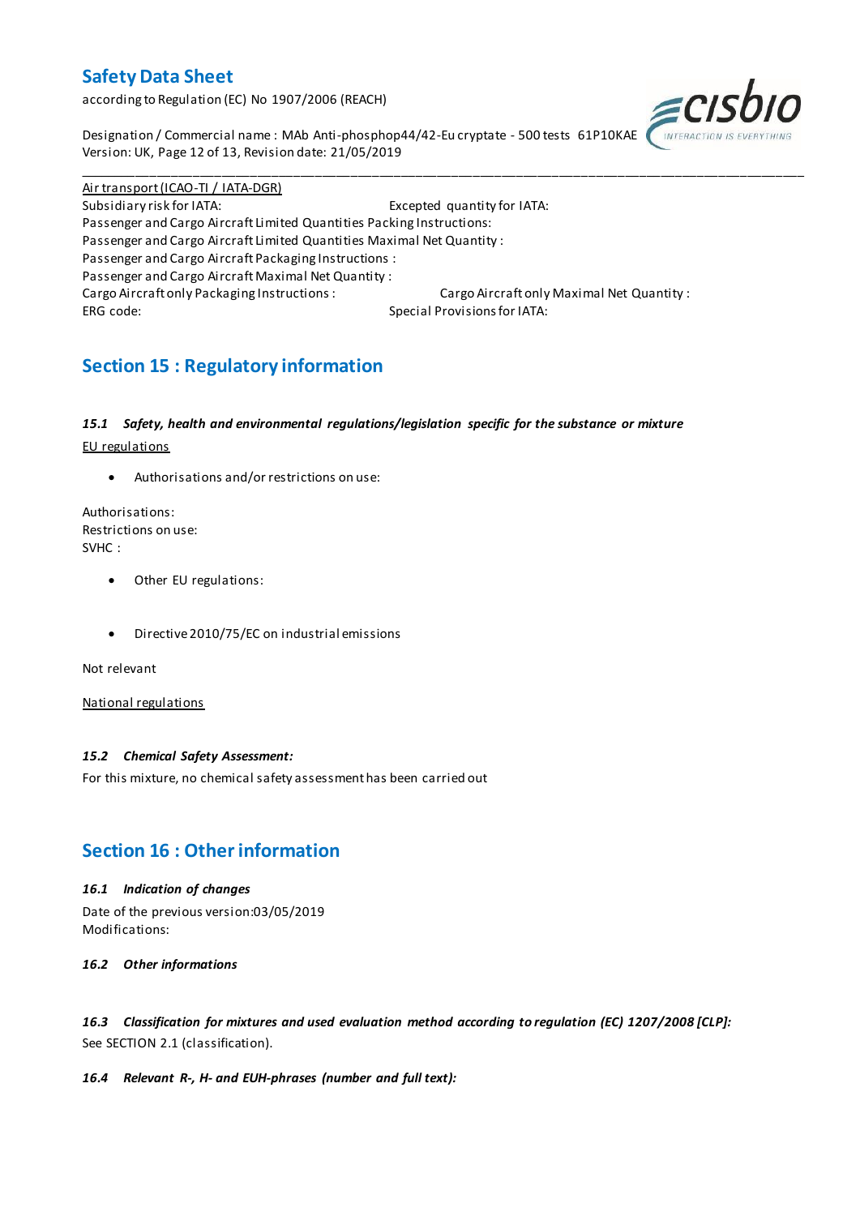Air transport (ICAO-TI / IATA-DGR)

Subsidiary risk for IATA: Excepted quantity for IATA:
Passenger and Cargo Aircraft Limited Quantities Packing Instructions:
Passenger and Cargo Aircraft Limited Quantities Maximal Net Quantity :
Passenger and Cargo Aircraft Packaging Instructions :
Passenger and Cargo Aircraft Maximal Net Quantity :
Cargo Aircraft only Packaging Instructions : Cargo Aircraft only Maximal Net Quantity :
ERG code: Special Provisions for IATA:

## Section 15 : Regulatory information

### *15.1 Safety, health and environmental regulations/legislation specific for the substance or mixture*

EU regulations

- Authorisations and/or restrictions on use:

Authorisations:
Restrictions on use:
SVHC :

- Other EU regulations:

- Directive 2010/75/EC on industrial emissions

Not relevant

National regulations

### *15.2 Chemical Safety Assessment:*

For this mixture, no chemical safety assessment has been carried out

## Section 16 : Other information

### *16.1 Indication of changes*

Date of the previous version:03/05/2019
Modifications:

### *16.2 Other informations*

### *16.3 Classification for mixtures and used evaluation method according to regulation (EC) 1207/2008 [CLP]:*

See SECTION 2.1 (classification).

### *16.4 Relevant R-, H- and EUH-phrases (number and full text):*